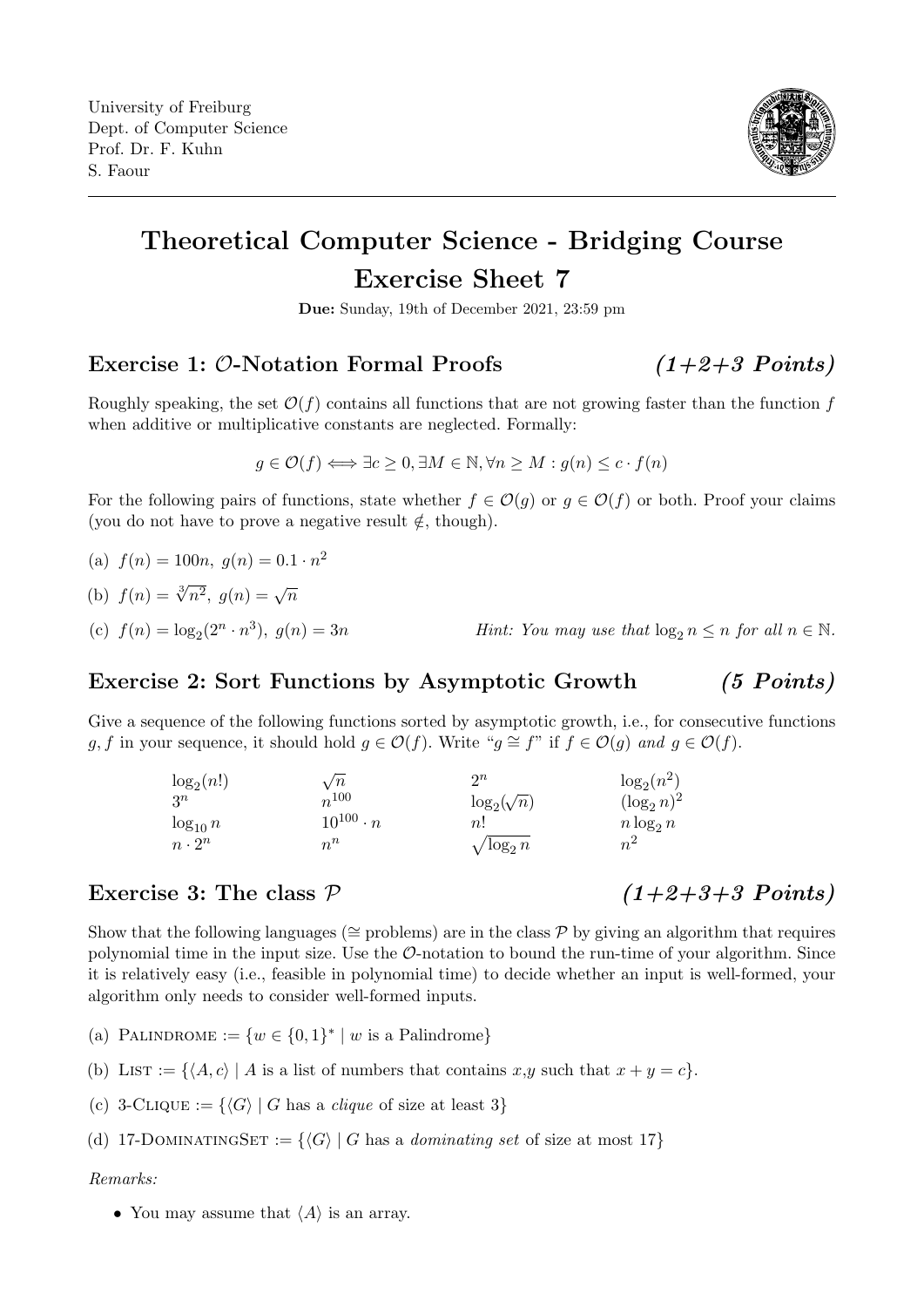University of Freiburg
Dept. of Computer Science
Prof. Dr. F. Kuhn
S. Faour

# Theoretical Computer Science - Bridging Course
# Exercise Sheet 7

**Due:** Sunday, 19th of December 2021, 23:59 pm

## Exercise 1: $\mathcal{O}$-Notation Formal Proofs *(1+2+3 Points)*

Roughly speaking, the set $\mathcal{O}(f)$ contains all functions that are not growing faster than the function $f$ when additive or multiplicative constants are neglected. Formally:

$$g \in \mathcal{O}(f) \Longleftrightarrow \exists c \geq 0, \exists M \in \mathbb{N}, \forall n \geq M : g(n) \leq c \cdot f(n)$$

For the following pairs of functions, state whether $f \in \mathcal{O}(g)$ or $g \in \mathcal{O}(f)$ or both. Proof your claims (you do not have to prove a negative result $\notin$, though).

(a) $f(n) = 100n,\ g(n) = 0.1 \cdot n^2$

(b) $f(n) = \sqrt[3]{n^2},\ g(n) = \sqrt{n}$

(c) $f(n) = \log_2(2^n \cdot n^3),\ g(n) = 3n$ *Hint: You may use that $\log_2 n \leq n$ for all $n \in \mathbb{N}$.*

## Exercise 2: Sort Functions by Asymptotic Growth *(5 Points)*

Give a sequence of the following functions sorted by asymptotic growth, i.e., for consecutive functions $g, f$ in your sequence, it should hold $g \in \mathcal{O}(f)$. Write "$g \cong f$" if $f \in \mathcal{O}(g)$ *and* $g \in \mathcal{O}(f)$.

| | | | |
|---|---|---|---|
| $\log_2(n!)$ | $\sqrt{n}$ | $2^n$ | $\log_2(n^2)$ |
| $3^n$ | $n^{100}$ | $\log_2(\sqrt{n})$ | $(\log_2 n)^2$ |
| $\log_{10} n$ | $10^{100} \cdot n$ | $n!$ | $n \log_2 n$ |
| $n \cdot 2^n$ | $n^n$ | $\sqrt{\log_2 n}$ | $n^2$ |

## Exercise 3: The class $\mathcal{P}$ *(1+2+3+3 Points)*

Show that the following languages ($\cong$ problems) are in the class $\mathcal{P}$ by giving an algorithm that requires polynomial time in the input size. Use the $\mathcal{O}$-notation to bound the run-time of your algorithm. Since it is relatively easy (i.e., feasible in polynomial time) to decide whether an input is well-formed, your algorithm only needs to consider well-formed inputs.

(a) PALINDROME $:= \{w \in \{0,1\}^* \mid w \text{ is a Palindrome}\}$

(b) LIST $:= \{\langle A, c\rangle \mid A \text{ is a list of numbers that contains } x,y \text{ such that } x + y = c\}$.

(c) 3-CLIQUE $:= \{\langle G\rangle \mid G \text{ has a } \textit{clique} \text{ of size at least } 3\}$

(d) 17-DOMINATINGSET $:= \{\langle G\rangle \mid G \text{ has a } \textit{dominating set} \text{ of size at most } 17\}$

*Remarks:*

- You may assume that $\langle A\rangle$ is an array.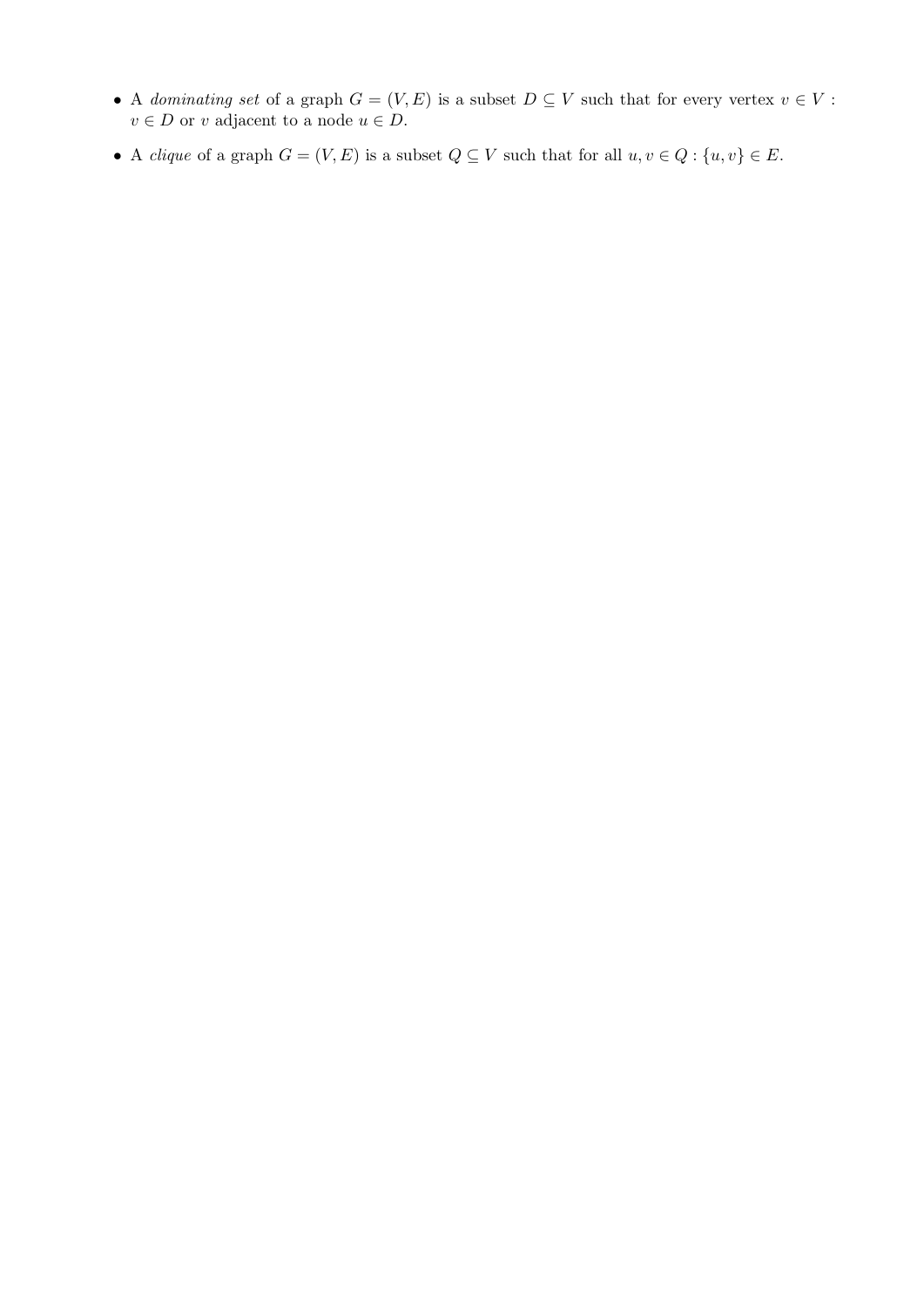- A *dominating set* of a graph $G = (V, E)$ is a subset $D \subseteq V$ such that for every vertex $v \in V$ : $v \in D$ or $v$ adjacent to a node $u \in D$.
- A *clique* of a graph $G = (V, E)$ is a subset $Q \subseteq V$ such that for all $u, v \in Q : \{u, v\} \in E$.